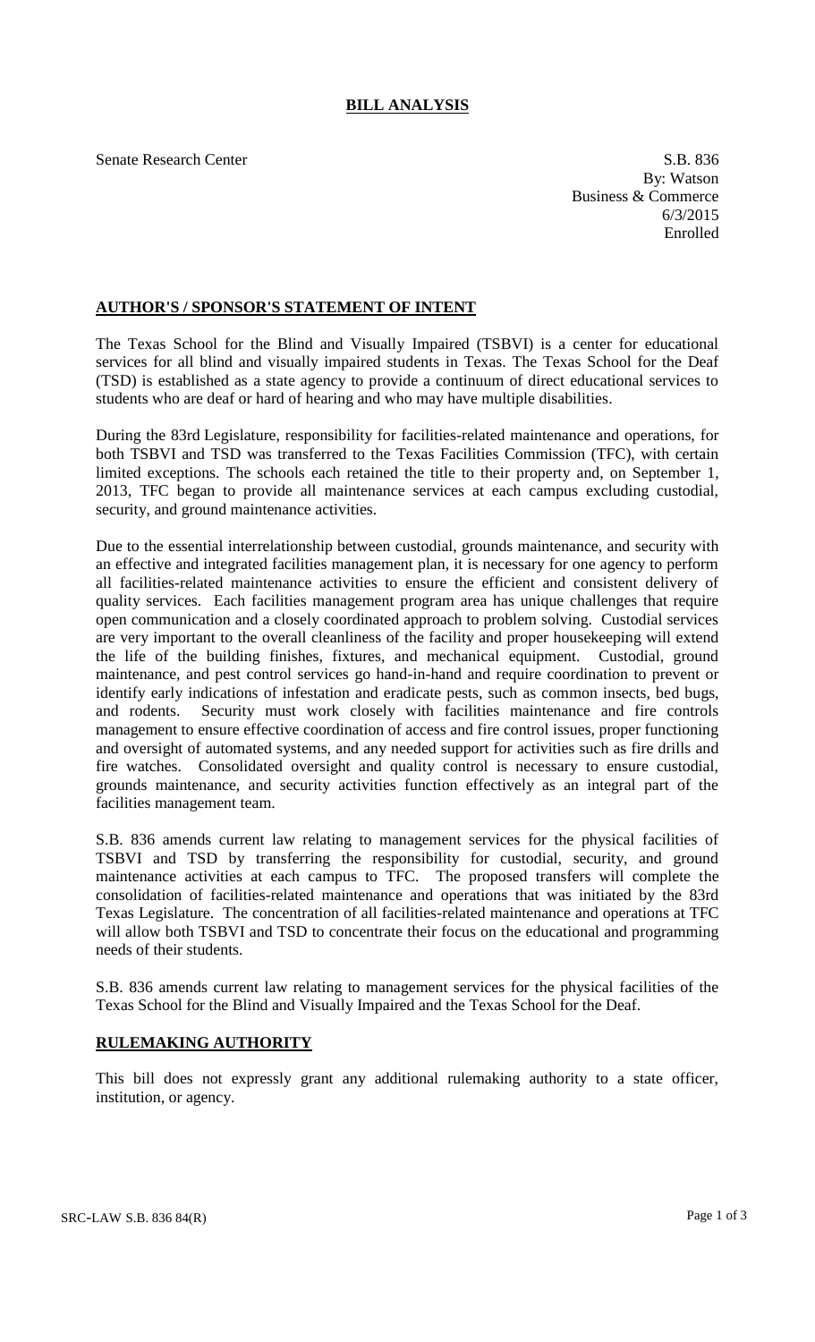# BILL ANALYSIS

Senate Research Center

S.B. 836
By: Watson
Business & Commerce
6/3/2015
Enrolled

## AUTHOR'S / SPONSOR'S STATEMENT OF INTENT

The Texas School for the Blind and Visually Impaired (TSBVI) is a center for educational services for all blind and visually impaired students in Texas. The Texas School for the Deaf (TSD) is established as a state agency to provide a continuum of direct educational services to students who are deaf or hard of hearing and who may have multiple disabilities.

During the 83rd Legislature, responsibility for facilities-related maintenance and operations, for both TSBVI and TSD was transferred to the Texas Facilities Commission (TFC), with certain limited exceptions. The schools each retained the title to their property and, on September 1, 2013, TFC began to provide all maintenance services at each campus excluding custodial, security, and ground maintenance activities.

Due to the essential interrelationship between custodial, grounds maintenance, and security with an effective and integrated facilities management plan, it is necessary for one agency to perform all facilities-related maintenance activities to ensure the efficient and consistent delivery of quality services. Each facilities management program area has unique challenges that require open communication and a closely coordinated approach to problem solving. Custodial services are very important to the overall cleanliness of the facility and proper housekeeping will extend the life of the building finishes, fixtures, and mechanical equipment. Custodial, ground maintenance, and pest control services go hand-in-hand and require coordination to prevent or identify early indications of infestation and eradicate pests, such as common insects, bed bugs, and rodents. Security must work closely with facilities maintenance and fire controls management to ensure effective coordination of access and fire control issues, proper functioning and oversight of automated systems, and any needed support for activities such as fire drills and fire watches. Consolidated oversight and quality control is necessary to ensure custodial, grounds maintenance, and security activities function effectively as an integral part of the facilities management team.

S.B. 836 amends current law relating to management services for the physical facilities of TSBVI and TSD by transferring the responsibility for custodial, security, and ground maintenance activities at each campus to TFC. The proposed transfers will complete the consolidation of facilities-related maintenance and operations that was initiated by the 83rd Texas Legislature. The concentration of all facilities-related maintenance and operations at TFC will allow both TSBVI and TSD to concentrate their focus on the educational and programming needs of their students.

S.B. 836 amends current law relating to management services for the physical facilities of the Texas School for the Blind and Visually Impaired and the Texas School for the Deaf.

## RULEMAKING AUTHORITY

This bill does not expressly grant any additional rulemaking authority to a state officer, institution, or agency.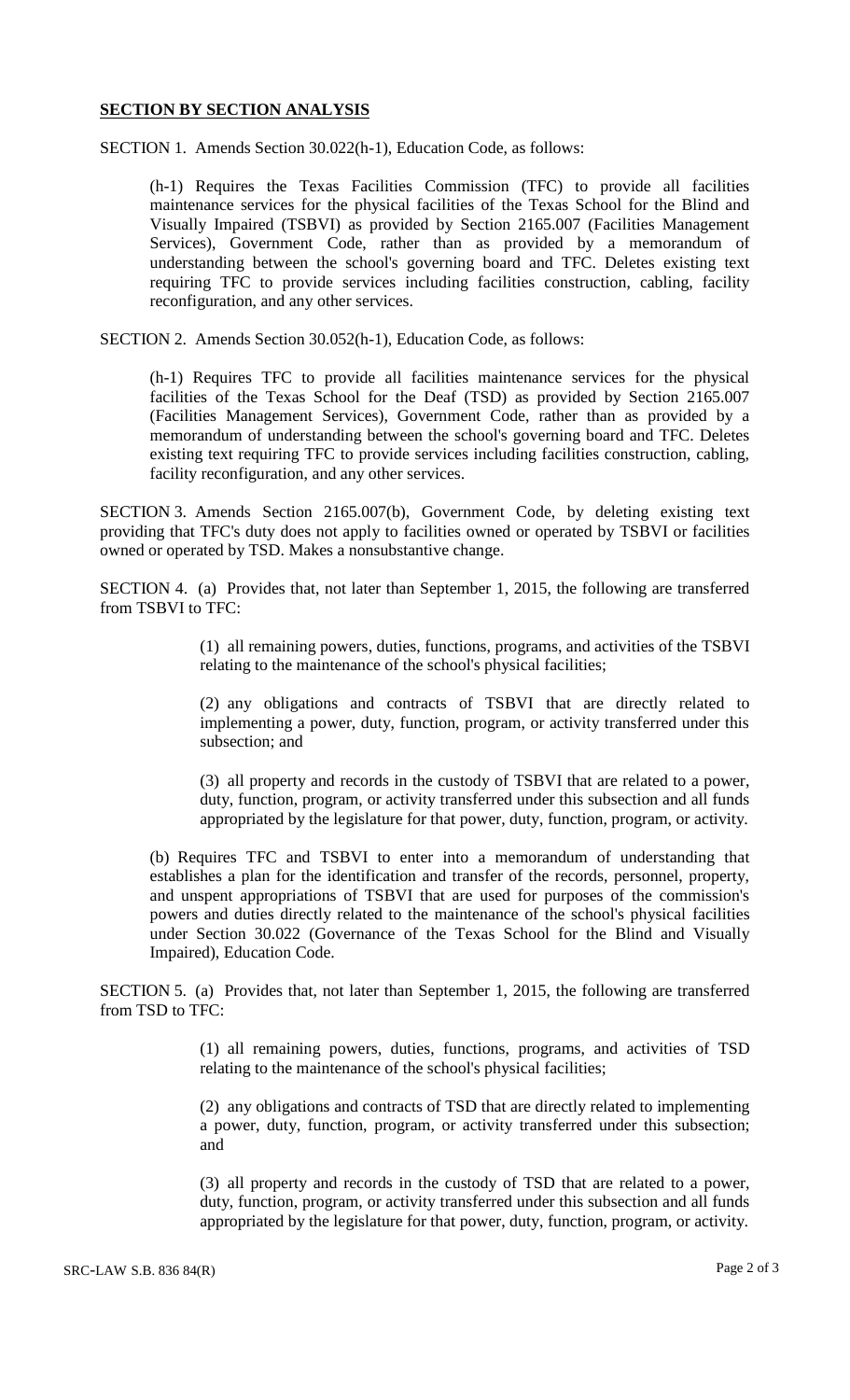## **SECTION BY SECTION ANALYSIS**

SECTION 1. Amends Section 30.022(h-1), Education Code, as follows:

> (h-1) Requires the Texas Facilities Commission (TFC) to provide all facilities maintenance services for the physical facilities of the Texas School for the Blind and Visually Impaired (TSBVI) as provided by Section 2165.007 (Facilities Management Services), Government Code, rather than as provided by a memorandum of understanding between the school's governing board and TFC. Deletes existing text requiring TFC to provide services including facilities construction, cabling, facility reconfiguration, and any other services.

SECTION 2. Amends Section 30.052(h-1), Education Code, as follows:

> (h-1) Requires TFC to provide all facilities maintenance services for the physical facilities of the Texas School for the Deaf (TSD) as provided by Section 2165.007 (Facilities Management Services), Government Code, rather than as provided by a memorandum of understanding between the school's governing board and TFC. Deletes existing text requiring TFC to provide services including facilities construction, cabling, facility reconfiguration, and any other services.

SECTION 3. Amends Section 2165.007(b), Government Code, by deleting existing text providing that TFC's duty does not apply to facilities owned or operated by TSBVI or facilities owned or operated by TSD. Makes a nonsubstantive change.

SECTION 4. (a) Provides that, not later than September 1, 2015, the following are transferred from TSBVI to TFC:

> (1) all remaining powers, duties, functions, programs, and activities of the TSBVI relating to the maintenance of the school's physical facilities;
>
> (2) any obligations and contracts of TSBVI that are directly related to implementing a power, duty, function, program, or activity transferred under this subsection; and
>
> (3) all property and records in the custody of TSBVI that are related to a power, duty, function, program, or activity transferred under this subsection and all funds appropriated by the legislature for that power, duty, function, program, or activity.

(b) Requires TFC and TSBVI to enter into a memorandum of understanding that establishes a plan for the identification and transfer of the records, personnel, property, and unspent appropriations of TSBVI that are used for purposes of the commission's powers and duties directly related to the maintenance of the school's physical facilities under Section 30.022 (Governance of the Texas School for the Blind and Visually Impaired), Education Code.

SECTION 5. (a) Provides that, not later than September 1, 2015, the following are transferred from TSD to TFC:

> (1) all remaining powers, duties, functions, programs, and activities of TSD relating to the maintenance of the school's physical facilities;
>
> (2) any obligations and contracts of TSD that are directly related to implementing a power, duty, function, program, or activity transferred under this subsection; and
>
> (3) all property and records in the custody of TSD that are related to a power, duty, function, program, or activity transferred under this subsection and all funds appropriated by the legislature for that power, duty, function, program, or activity.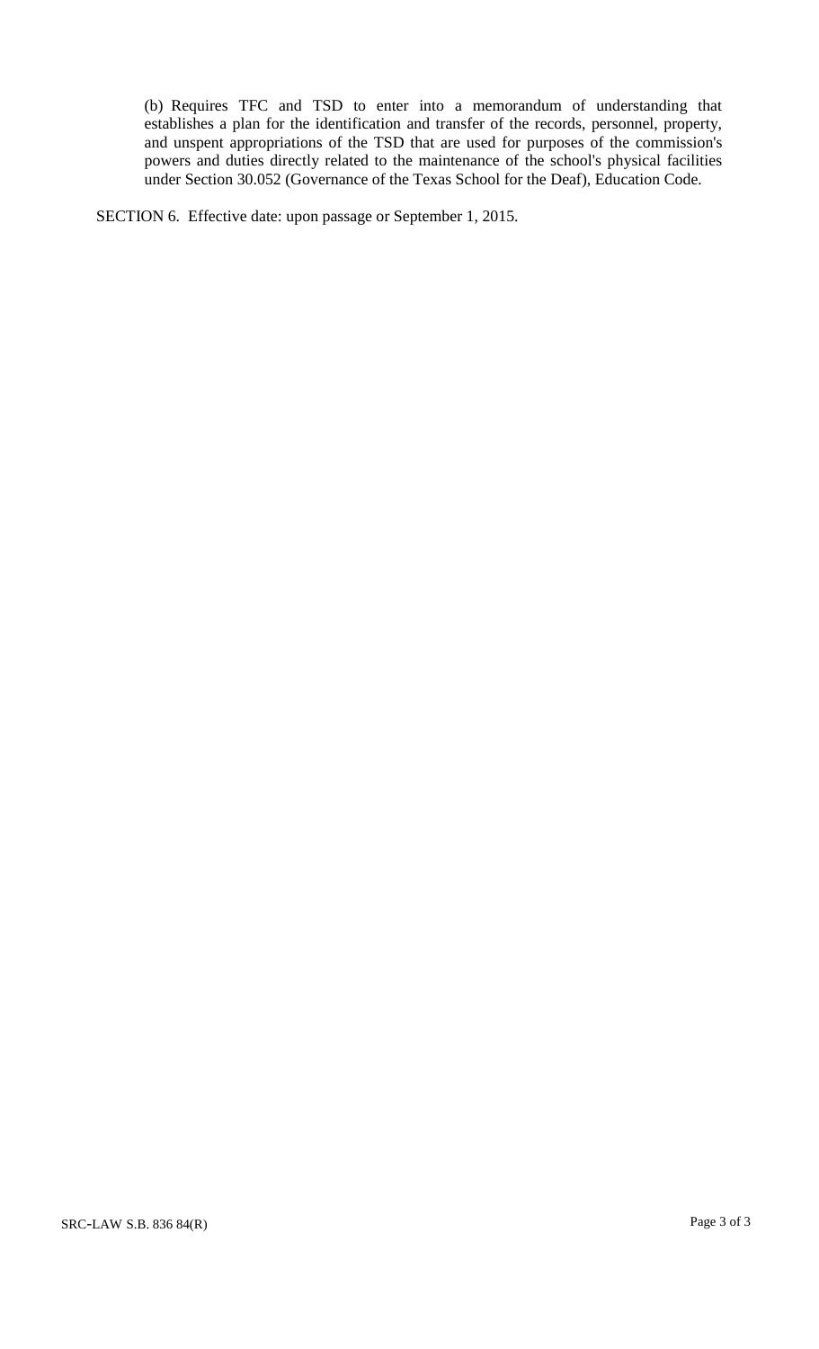(b) Requires TFC and TSD to enter into a memorandum of understanding that establishes a plan for the identification and transfer of the records, personnel, property, and unspent appropriations of the TSD that are used for purposes of the commission's powers and duties directly related to the maintenance of the school's physical facilities under Section 30.052 (Governance of the Texas School for the Deaf), Education Code.

SECTION 6. Effective date: upon passage or September 1, 2015.